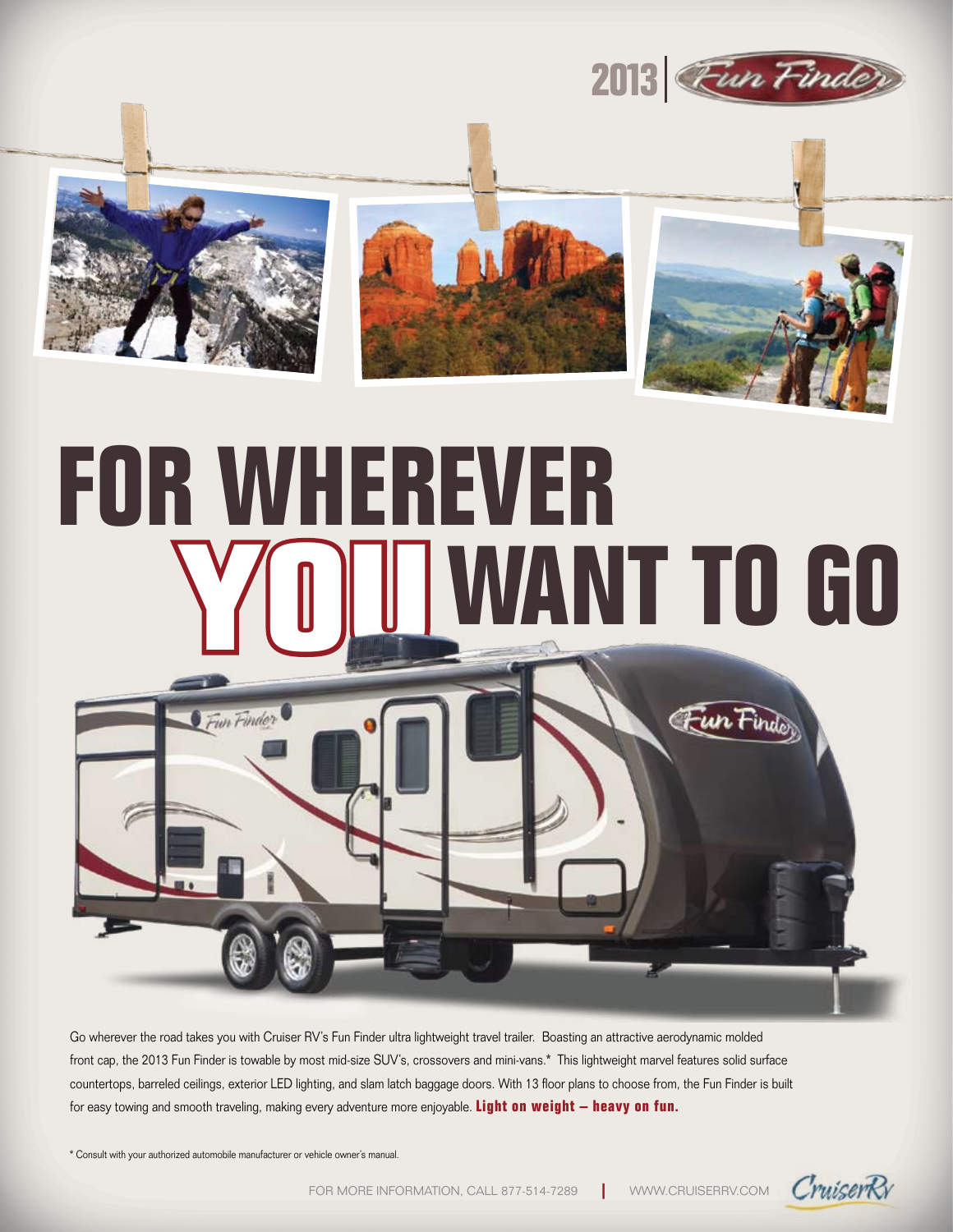2013 | Fun Finder

# FOR WHEREVER YOU WANT TO GO

Go wherever the road takes you with Cruiser RV's Fun Finder ultra lightweight travel trailer. Boasting an attractive aerodynamic molded front cap, the 2013 Fun Finder is towable by most mid-size SUV's, crossovers and mini-vans.* This lightweight marvel features solid surface countertops, barreled ceilings, exterior LED lighting, and slam latch baggage doors. With 13 floor plans to choose from, the Fun Finder is built for easy towing and smooth traveling, making every adventure more enjoyable. **Light on weight – heavy on fun.**

* Consult with your authorized automobile manufacturer or vehicle owner's manual.

FOR MORE INFORMATION, CALL 877-514-7289 | WWW.CRUISERRV.COM

CruiserRV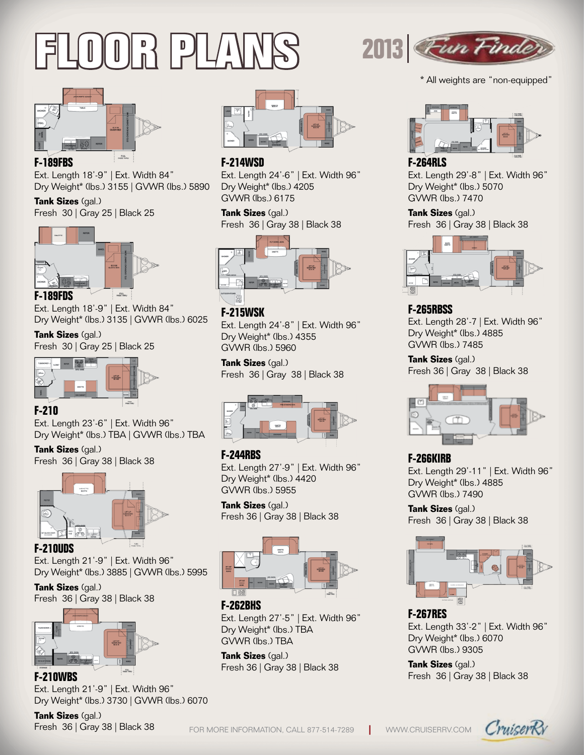# FLOOR PLANS

2013 | Fun Finder

\* All weights are "non-equipped"

### F-189FBS

Ext. Length 18'-9" | Ext. Width 84"
Dry Weight* (lbs.) 3155 | GVWR (lbs.) 5890

**Tank Sizes** (gal.)
Fresh 30 | Gray 25 | Black 25

### F-189FDS

Ext. Length 18'-9" | Ext. Width 84"
Dry Weight* (lbs.) 3135 | GVWR (lbs.) 6025

**Tank Sizes** (gal.)
Fresh 30 | Gray 25 | Black 25

### F-210

Ext. Length 23'-6" | Ext. Width 96"
Dry Weight* (lbs.) TBA | GVWR (lbs.) TBA

**Tank Sizes** (gal.)
Fresh 36 | Gray 38 | Black 38

### F-210UDS

Ext. Length 21'-9" | Ext. Width 96"
Dry Weight* (lbs.) 3885 | GVWR (lbs.) 5995

**Tank Sizes** (gal.)
Fresh 36 | Gray 38 | Black 38

### F-210WBS

Ext. Length 21'-9" | Ext. Width 96"
Dry Weight* (lbs.) 3730 | GVWR (lbs.) 6070

**Tank Sizes** (gal.)
Fresh 36 | Gray 38 | Black 38

### F-214WSD

Ext. Length 24'-6" | Ext. Width 96"
Dry Weight* (lbs.) 4205
GVWR (lbs.) 6175

**Tank Sizes** (gal.)
Fresh 36 | Gray 38 | Black 38

### F-215WSK

Ext. Length 24'-8" | Ext. Width 96"
Dry Weight* (lbs.) 4355
GVWR (lbs.) 5960

**Tank Sizes** (gal.)
Fresh 36 | Gray 38 | Black 38

### F-244RBS

Ext. Length 27'-9" | Ext. Width 96"
Dry Weight* (lbs.) 4420
GVWR (lbs.) 5955

**Tank Sizes** (gal.)
Fresh 36 | Gray 38 | Black 38

### F-262BHS

Ext. Length 27'-5" | Ext. Width 96"
Dry Weight* (lbs.) TBA
GVWR (lbs.) TBA

**Tank Sizes** (gal.)
Fresh 36 | Gray 38 | Black 38

### F-264RLS

Ext. Length 29'-8" | Ext. Width 96"
Dry Weight* (lbs.) 5070
GVWR (lbs.) 7470

**Tank Sizes** (gal.)
Fresh 36 | Gray 38 | Black 38

### F-265RBSS

Ext. Length 28'-7 | Ext. Width 96"
Dry Weight* (lbs.) 4885
GVWR (lbs.) 7485

**Tank Sizes** (gal.)
Fresh 36 | Gray 38 | Black 38

### F-266KIRB

Ext. Length 29'-11" | Ext. Width 96"
Dry Weight* (lbs.) 4885
GVWR (lbs.) 7490

**Tank Sizes** (gal.)
Fresh 36 | Gray 38 | Black 38

### F-267RES

Ext. Length 33'-2" | Ext. Width 96"
Dry Weight* (lbs.) 6070
GVWR (lbs.) 9305

**Tank Sizes** (gal.)
Fresh 36 | Gray 38 | Black 38

FOR MORE INFORMATION, CALL 877-514-7289 | WWW.CRUISERRV.COM

CruiserRV